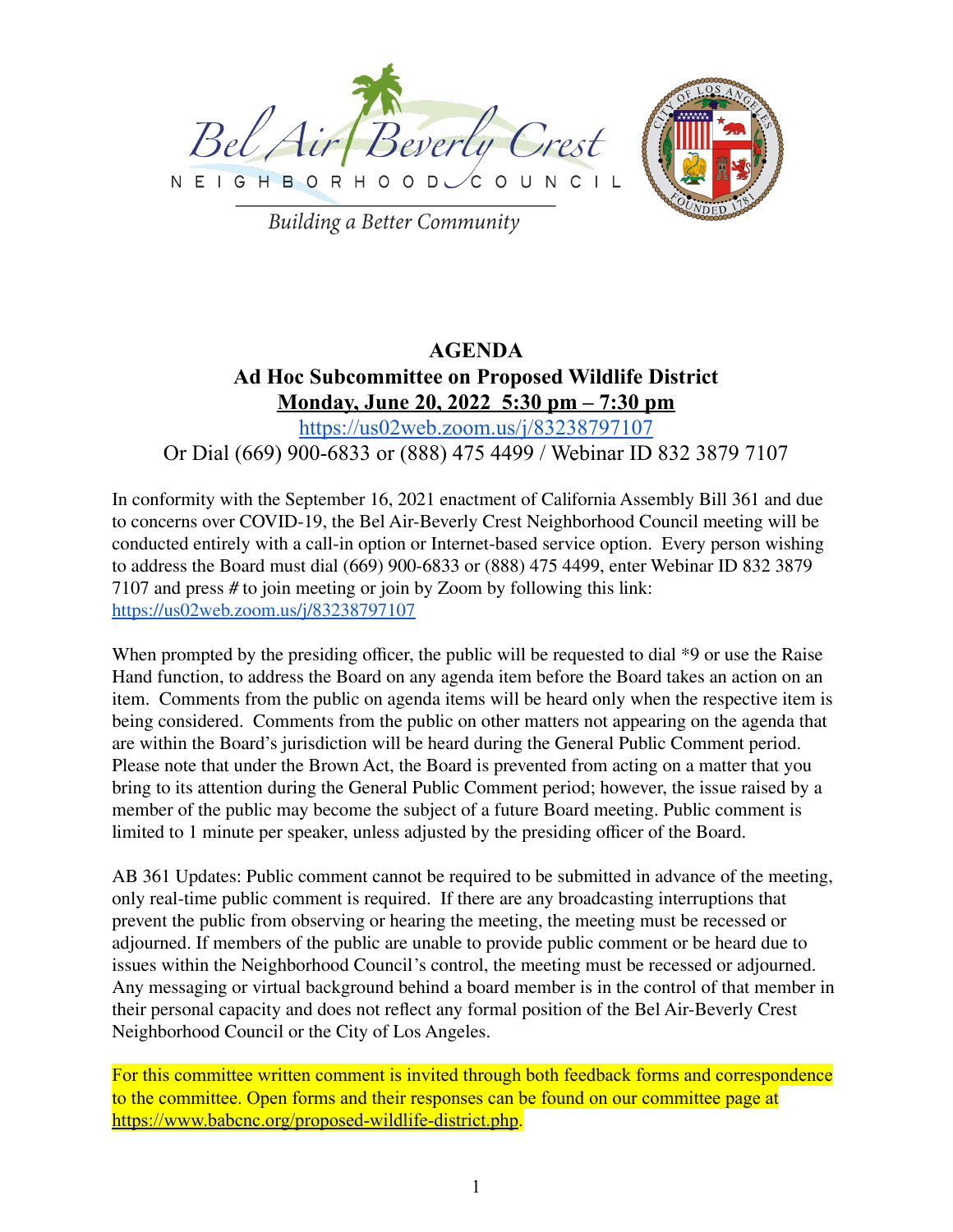Bel Air Beverly Crest

NEIGHBORHOOD COUNCIL

*Building a Better Community*

# AGENDA

## Ad Hoc Subcommittee on Proposed Wildlife District

**Monday, June 20, 2022 5:30 pm – 7:30 pm**

https://us02web.zoom.us/j/83238797107

Or Dial (669) 900-6833 or (888) 475 4499 / Webinar ID 832 3879 7107

In conformity with the September 16, 2021 enactment of California Assembly Bill 361 and due to concerns over COVID-19, the Bel Air-Beverly Crest Neighborhood Council meeting will be conducted entirely with a call-in option or Internet-based service option. Every person wishing to address the Board must dial (669) 900-6833 or (888) 475 4499, enter Webinar ID 832 3879 7107 and press # to join meeting or join by Zoom by following this link: https://us02web.zoom.us/j/83238797107

When prompted by the presiding officer, the public will be requested to dial *9 or use the Raise Hand function, to address the Board on any agenda item before the Board takes an action on an item. Comments from the public on agenda items will be heard only when the respective item is being considered. Comments from the public on other matters not appearing on the agenda that are within the Board's jurisdiction will be heard during the General Public Comment period. Please note that under the Brown Act, the Board is prevented from acting on a matter that you bring to its attention during the General Public Comment period; however, the issue raised by a member of the public may become the subject of a future Board meeting. Public comment is limited to 1 minute per speaker, unless adjusted by the presiding officer of the Board.

AB 361 Updates: Public comment cannot be required to be submitted in advance of the meeting, only real-time public comment is required. If there are any broadcasting interruptions that prevent the public from observing or hearing the meeting, the meeting must be recessed or adjourned. If members of the public are unable to provide public comment or be heard due to issues within the Neighborhood Council's control, the meeting must be recessed or adjourned. Any messaging or virtual background behind a board member is in the control of that member in their personal capacity and does not reflect any formal position of the Bel Air-Beverly Crest Neighborhood Council or the City of Los Angeles.

For this committee written comment is invited through both feedback forms and correspondence to the committee. Open forms and their responses can be found on our committee page at https://www.babcnc.org/proposed-wildlife-district.php.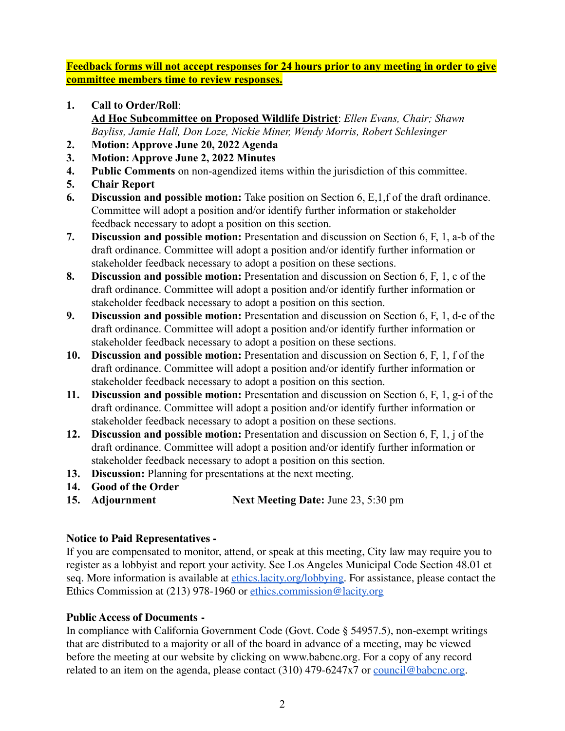**Feedback forms will not accept responses for 24 hours prior to any meeting in order to give committee members time to review responses.**

1. **Call to Order/Roll**:
   **Ad Hoc Subcommittee on Proposed Wildlife District**: *Ellen Evans, Chair; Shawn Bayliss, Jamie Hall, Don Loze, Nickie Miner, Wendy Morris, Robert Schlesinger*
2. **Motion: Approve June 20, 2022 Agenda**
3. **Motion: Approve June 2, 2022 Minutes**
4. **Public Comments** on non-agendized items within the jurisdiction of this committee.
5. **Chair Report**
6. **Discussion and possible motion:** Take position on Section 6, E,1,f of the draft ordinance. Committee will adopt a position and/or identify further information or stakeholder feedback necessary to adopt a position on this section.
7. **Discussion and possible motion:** Presentation and discussion on Section 6, F, 1, a-b of the draft ordinance. Committee will adopt a position and/or identify further information or stakeholder feedback necessary to adopt a position on these sections.
8. **Discussion and possible motion:** Presentation and discussion on Section 6, F, 1, c of the draft ordinance. Committee will adopt a position and/or identify further information or stakeholder feedback necessary to adopt a position on this section.
9. **Discussion and possible motion:** Presentation and discussion on Section 6, F, 1, d-e of the draft ordinance. Committee will adopt a position and/or identify further information or stakeholder feedback necessary to adopt a position on these sections.
10. **Discussion and possible motion:** Presentation and discussion on Section 6, F, 1, f of the draft ordinance. Committee will adopt a position and/or identify further information or stakeholder feedback necessary to adopt a position on this section.
11. **Discussion and possible motion:** Presentation and discussion on Section 6, F, 1, g-i of the draft ordinance. Committee will adopt a position and/or identify further information or stakeholder feedback necessary to adopt a position on these sections.
12. **Discussion and possible motion:** Presentation and discussion on Section 6, F, 1, j of the draft ordinance. Committee will adopt a position and/or identify further information or stakeholder feedback necessary to adopt a position on this section.
13. **Discussion:** Planning for presentations at the next meeting.
14. **Good of the Order**
15. **Adjournment** **Next Meeting Date:** June 23, 5:30 pm

**Notice to Paid Representatives -**

If you are compensated to monitor, attend, or speak at this meeting, City law may require you to register as a lobbyist and report your activity. See Los Angeles Municipal Code Section 48.01 et seq. More information is available at ethics.lacity.org/lobbying. For assistance, please contact the Ethics Commission at (213) 978-1960 or ethics.commission@lacity.org

**Public Access of Documents -**

In compliance with California Government Code (Govt. Code § 54957.5), non-exempt writings that are distributed to a majority or all of the board in advance of a meeting, may be viewed before the meeting at our website by clicking on www.babcnc.org. For a copy of any record related to an item on the agenda, please contact (310) 479-6247x7 or council@babcnc.org.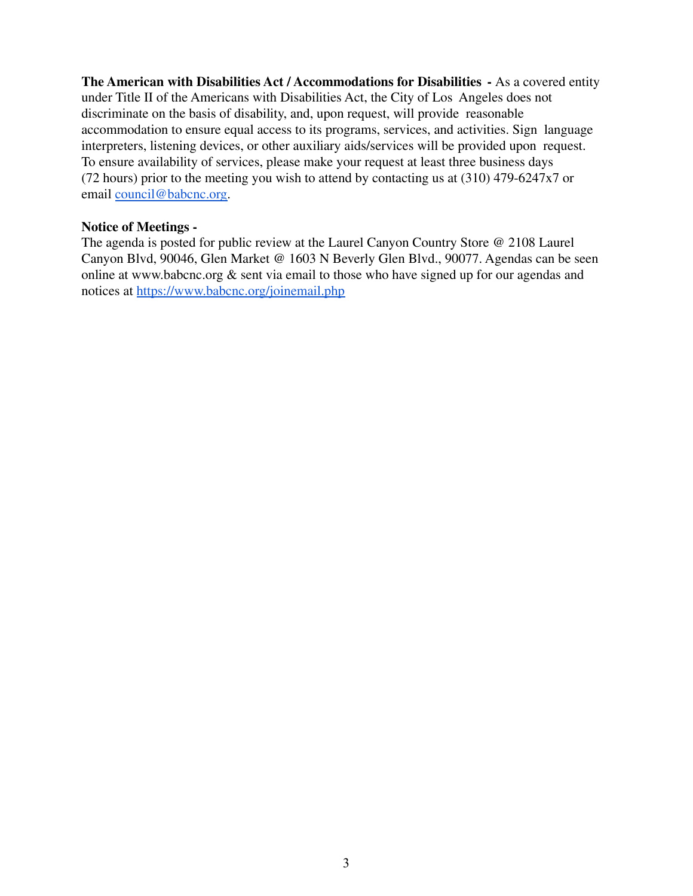**The American with Disabilities Act / Accommodations for Disabilities -** As a covered entity under Title II of the Americans with Disabilities Act, the City of Los Angeles does not discriminate on the basis of disability, and, upon request, will provide reasonable accommodation to ensure equal access to its programs, services, and activities. Sign language interpreters, listening devices, or other auxiliary aids/services will be provided upon request. To ensure availability of services, please make your request at least three business days (72 hours) prior to the meeting you wish to attend by contacting us at (310) 479-6247x7 or email [council@babcnc.org](mailto:council@babcnc.org).

**Notice of Meetings -**
The agenda is posted for public review at the Laurel Canyon Country Store @ 2108 Laurel Canyon Blvd, 90046, Glen Market @ 1603 N Beverly Glen Blvd., 90077. Agendas can be seen online at www.babcnc.org & sent via email to those who have signed up for our agendas and notices at [https://www.babcnc.org/joinemail.php](https://www.babcnc.org/joinemail.php)